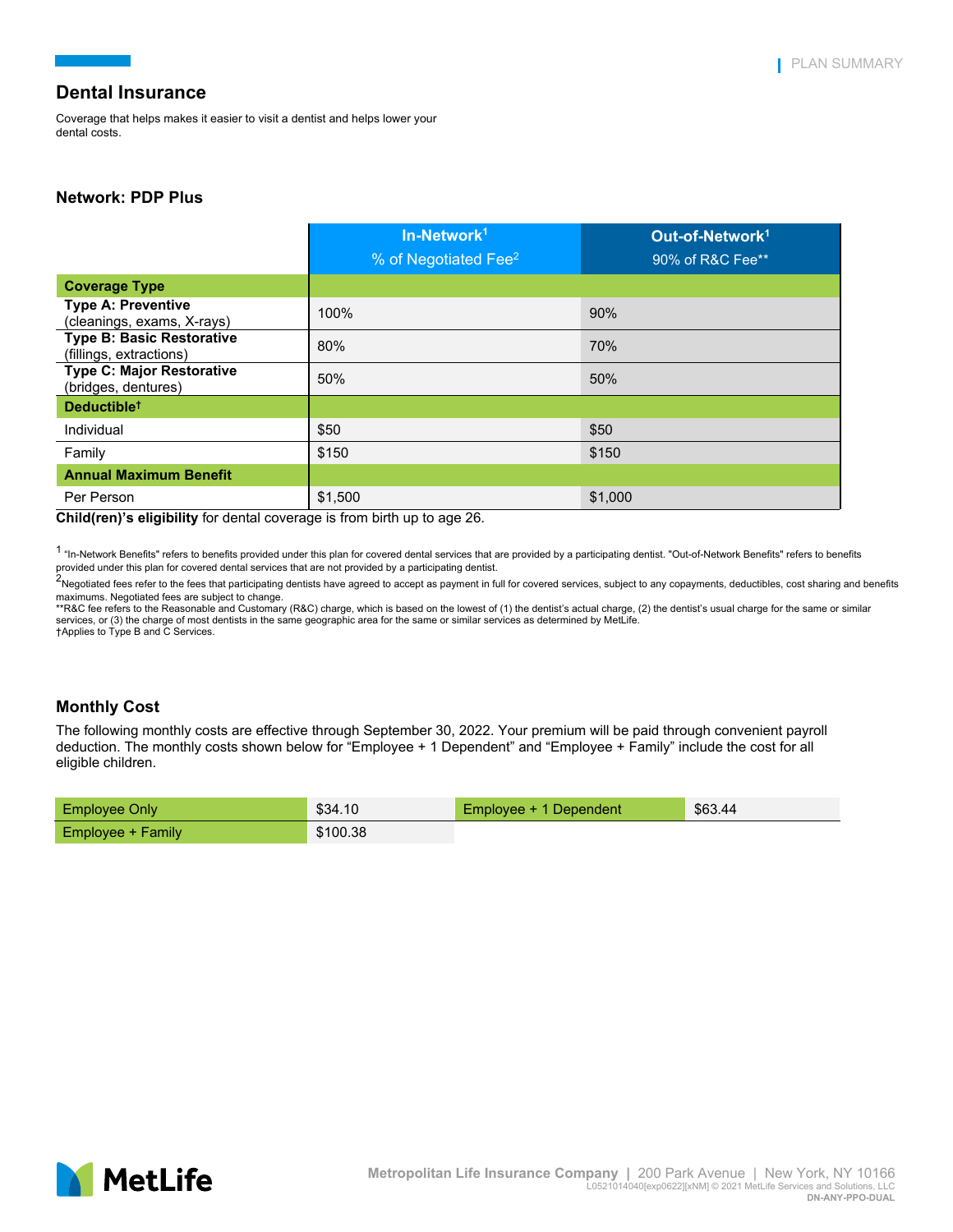## Dental Insurance

Coverage that helps makes it easier to visit a dentist and helps lower your dental costs.

### Network: PDP Plus

| | In-Network[1] % of Negotiated Fee[2] | Out-of-Network[1] 90% of R&C Fee** |
|---|---|---|
| **Coverage Type** | | |
| **Type A: Preventive** (cleanings, exams, X-rays) | 100% | 90% |
| **Type B: Basic Restorative** (fillings, extractions) | 80% | 70% |
| **Type C: Major Restorative** (bridges, dentures) | 50% | 50% |
| **Deductible†** | | |
| Individual | $50 | $50 |
| Family | $150 | $150 |
| **Annual Maximum Benefit** | | |
| Per Person | $1,500 | $1,000 |

**Child(ren)'s eligibility** for dental coverage is from birth up to age 26.

[1] "In-Network Benefits" refers to benefits provided under this plan for covered dental services that are provided by a participating dentist. "Out-of-Network Benefits" refers to benefits provided under this plan for covered dental services that are not provided by a participating dentist.
[2] Negotiated fees refer to the fees that participating dentists have agreed to accept as payment in full for covered services, subject to any copayments, deductibles, cost sharing and benefits maximums. Negotiated fees are subject to change.
**R&C fee refers to the Reasonable and Customary (R&C) charge, which is based on the lowest of (1) the dentist's actual charge, (2) the dentist's usual charge for the same or similar services, or (3) the charge of most dentists in the same geographic area for the same or similar services as determined by MetLife.
†Applies to Type B and C Services.

### Monthly Cost

The following monthly costs are effective through September 30, 2022. Your premium will be paid through convenient payroll deduction. The monthly costs shown below for "Employee + 1 Dependent" and "Employee + Family" include the cost for all eligible children.

| Coverage | Cost | Coverage | Cost |
|---|---|---|---|
| Employee Only | $34.10 | Employee + 1 Dependent | $63.44 |
| Employee + Family | $100.38 | | |

Metropolitan Life Insurance Company | 200 Park Avenue | New York, NY 10166
L0521014040[exp0622][xNM] © 2021 MetLife Services and Solutions, LLC
DN-ANY-PPO-DUAL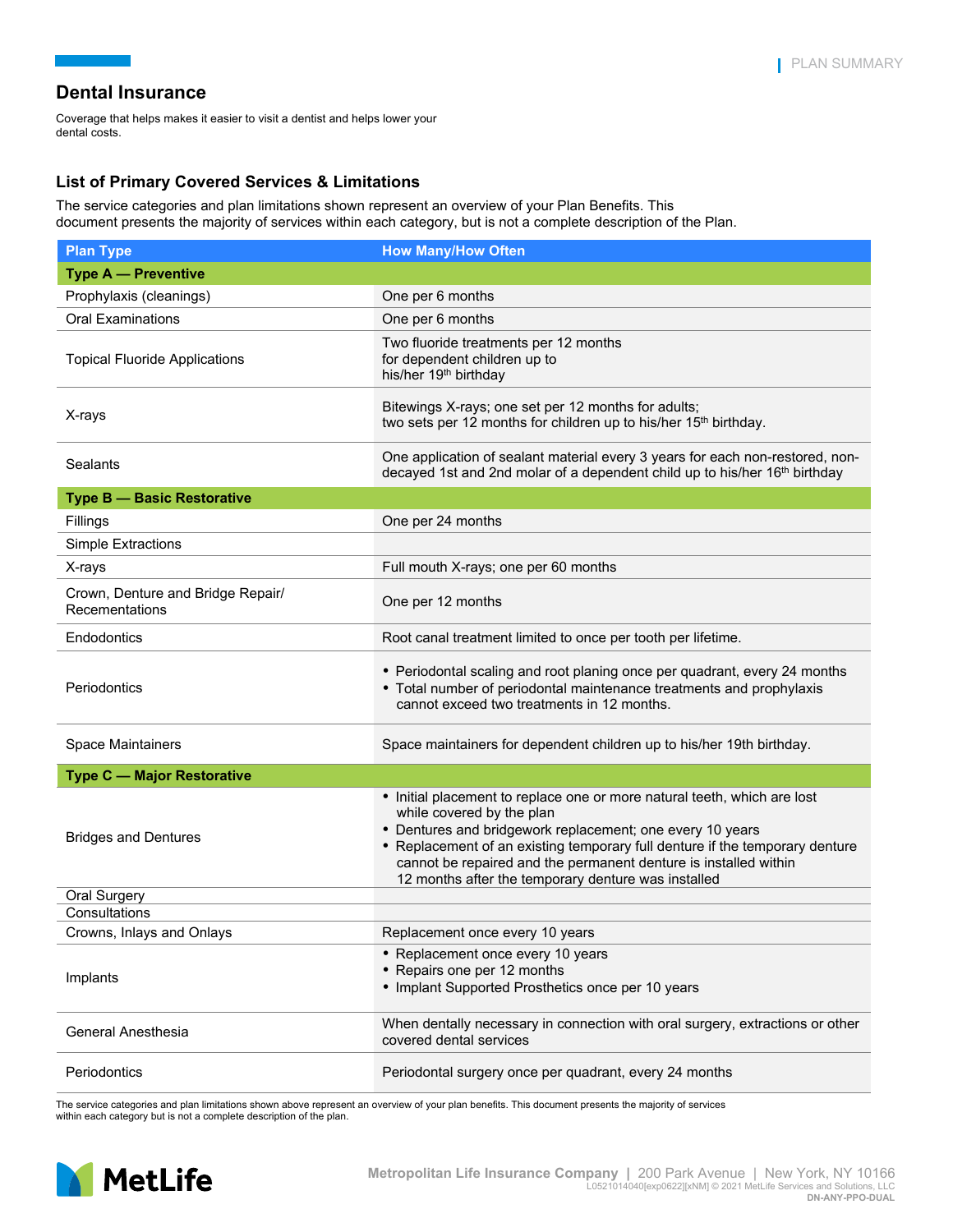## Dental Insurance

Coverage that helps makes it easier to visit a dentist and helps lower your dental costs.

### List of Primary Covered Services & Limitations

The service categories and plan limitations shown represent an overview of your Plan Benefits. This document presents the majority of services within each category, but is not a complete description of the Plan.

| Plan Type | How Many/How Often |
|---|---|
| **Type A — Preventive** | |
| Prophylaxis (cleanings) | One per 6 months |
| Oral Examinations | One per 6 months |
| Topical Fluoride Applications | Two fluoride treatments per 12 months for dependent children up to his/her 19th birthday |
| X-rays | Bitewings X-rays; one set per 12 months for adults; two sets per 12 months for children up to his/her 15th birthday. |
| Sealants | One application of sealant material every 3 years for each non-restored, non-decayed 1st and 2nd molar of a dependent child up to his/her 16th birthday |
| **Type B — Basic Restorative** | |
| Fillings | One per 24 months |
| Simple Extractions | |
| X-rays | Full mouth X-rays; one per 60 months |
| Crown, Denture and Bridge Repair/ Recementations | One per 12 months |
| Endodontics | Root canal treatment limited to once per tooth per lifetime. |
| Periodontics | • Periodontal scaling and root planing once per quadrant, every 24 months<br>• Total number of periodontal maintenance treatments and prophylaxis cannot exceed two treatments in 12 months. |
| Space Maintainers | Space maintainers for dependent children up to his/her 19th birthday. |
| **Type C — Major Restorative** | |
| Bridges and Dentures | • Initial placement to replace one or more natural teeth, which are lost while covered by the plan<br>• Dentures and bridgework replacement; one every 10 years<br>• Replacement of an existing temporary full denture if the temporary denture cannot be repaired and the permanent denture is installed within 12 months after the temporary denture was installed |
| Oral Surgery | |
| Consultations | |
| Crowns, Inlays and Onlays | Replacement once every 10 years |
| Implants | • Replacement once every 10 years<br>• Repairs one per 12 months<br>• Implant Supported Prosthetics once per 10 years |
| General Anesthesia | When dentally necessary in connection with oral surgery, extractions or other covered dental services |
| Periodontics | Periodontal surgery once per quadrant, every 24 months |

The service categories and plan limitations shown above represent an overview of your plan benefits. This document presents the majority of services within each category but is not a complete description of the plan.

Metropolitan Life Insurance Company | 200 Park Avenue | New York, NY 10166
L0521014040[exp0622][xNM] © 2021 MetLife Services and Solutions, LLC
DN-ANY-PPO-DUAL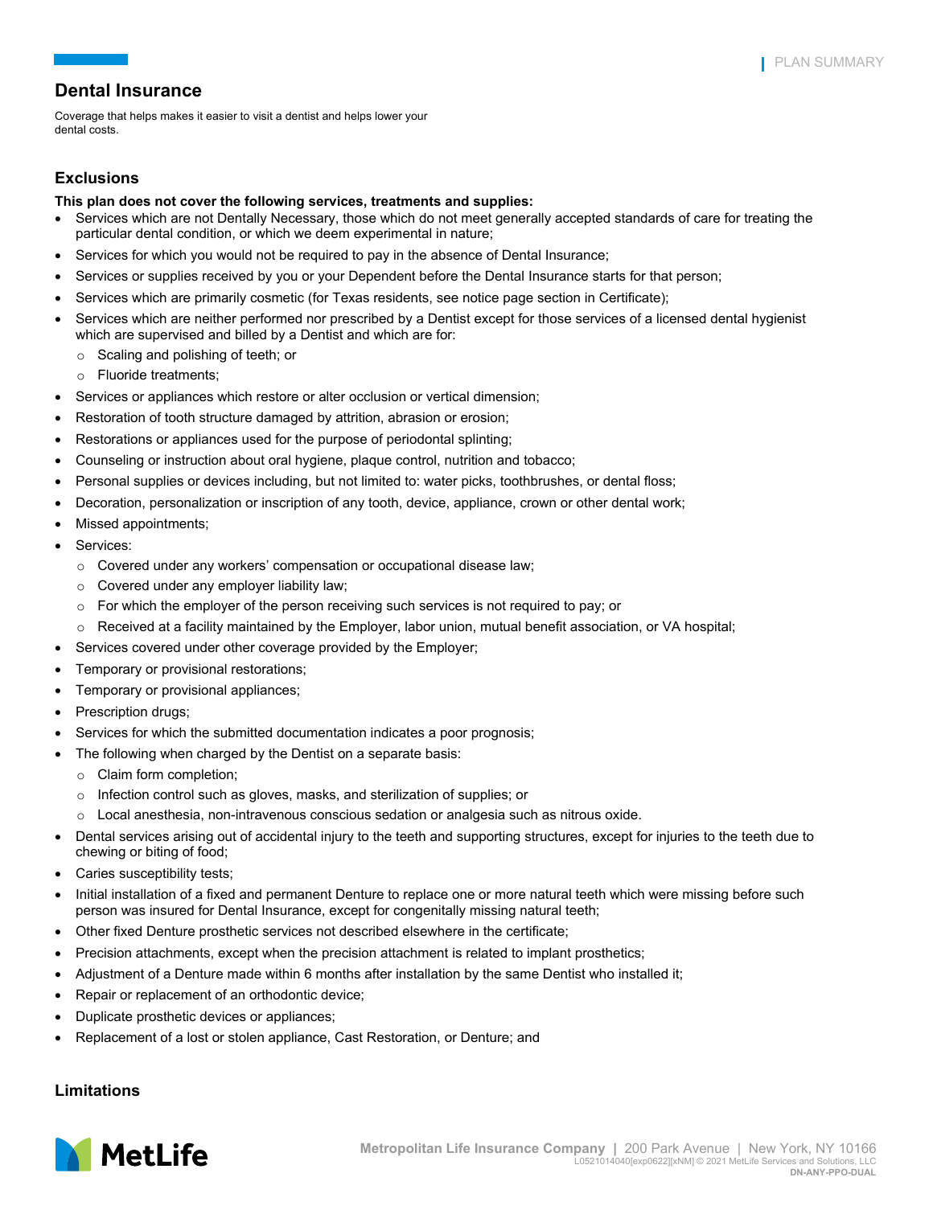## Dental Insurance

Coverage that helps makes it easier to visit a dentist and helps lower your dental costs.

### Exclusions

**This plan does not cover the following services, treatments and supplies:**

- Services which are not Dentally Necessary, those which do not meet generally accepted standards of care for treating the particular dental condition, or which we deem experimental in nature;
- Services for which you would not be required to pay in the absence of Dental Insurance;
- Services or supplies received by you or your Dependent before the Dental Insurance starts for that person;
- Services which are primarily cosmetic (for Texas residents, see notice page section in Certificate);
- Services which are neither performed nor prescribed by a Dentist except for those services of a licensed dental hygienist which are supervised and billed by a Dentist and which are for:
  - Scaling and polishing of teeth; or
  - Fluoride treatments;
- Services or appliances which restore or alter occlusion or vertical dimension;
- Restoration of tooth structure damaged by attrition, abrasion or erosion;
- Restorations or appliances used for the purpose of periodontal splinting;
- Counseling or instruction about oral hygiene, plaque control, nutrition and tobacco;
- Personal supplies or devices including, but not limited to: water picks, toothbrushes, or dental floss;
- Decoration, personalization or inscription of any tooth, device, appliance, crown or other dental work;
- Missed appointments;
- Services:
  - Covered under any workers' compensation or occupational disease law;
  - Covered under any employer liability law;
  - For which the employer of the person receiving such services is not required to pay; or
  - Received at a facility maintained by the Employer, labor union, mutual benefit association, or VA hospital;
- Services covered under other coverage provided by the Employer;
- Temporary or provisional restorations;
- Temporary or provisional appliances;
- Prescription drugs;
- Services for which the submitted documentation indicates a poor prognosis;
- The following when charged by the Dentist on a separate basis:
  - Claim form completion;
  - Infection control such as gloves, masks, and sterilization of supplies; or
  - Local anesthesia, non-intravenous conscious sedation or analgesia such as nitrous oxide.
- Dental services arising out of accidental injury to the teeth and supporting structures, except for injuries to the teeth due to chewing or biting of food;
- Caries susceptibility tests;
- Initial installation of a fixed and permanent Denture to replace one or more natural teeth which were missing before such person was insured for Dental Insurance, except for congenitally missing natural teeth;
- Other fixed Denture prosthetic services not described elsewhere in the certificate;
- Precision attachments, except when the precision attachment is related to implant prosthetics;
- Adjustment of a Denture made within 6 months after installation by the same Dentist who installed it;
- Repair or replacement of an orthodontic device;
- Duplicate prosthetic devices or appliances;
- Replacement of a lost or stolen appliance, Cast Restoration, or Denture; and

### Limitations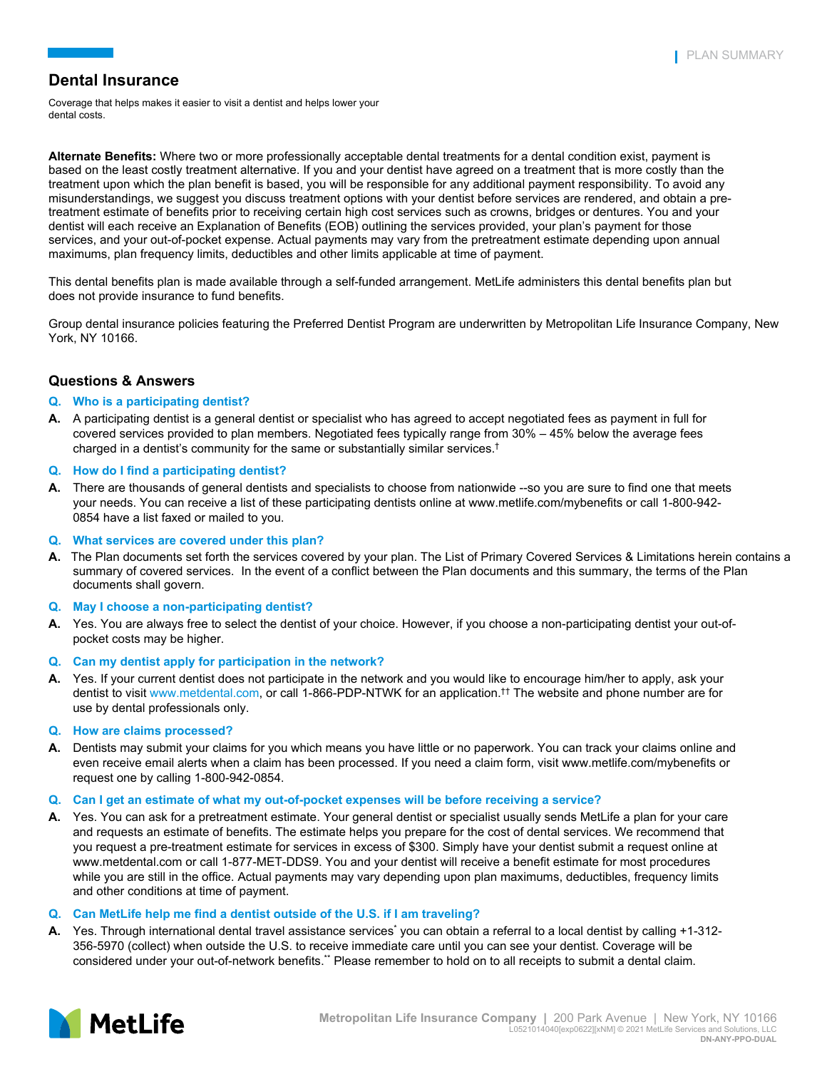## Dental Insurance

Coverage that helps makes it easier to visit a dentist and helps lower your dental costs.

**Alternate Benefits:** Where two or more professionally acceptable dental treatments for a dental condition exist, payment is based on the least costly treatment alternative. If you and your dentist have agreed on a treatment that is more costly than the treatment upon which the plan benefit is based, you will be responsible for any additional payment responsibility. To avoid any misunderstandings, we suggest you discuss treatment options with your dentist before services are rendered, and obtain a pre-treatment estimate of benefits prior to receiving certain high cost services such as crowns, bridges or dentures. You and your dentist will each receive an Explanation of Benefits (EOB) outlining the services provided, your plan's payment for those services, and your out-of-pocket expense. Actual payments may vary from the pretreatment estimate depending upon annual maximums, plan frequency limits, deductibles and other limits applicable at time of payment.

This dental benefits plan is made available through a self-funded arrangement. MetLife administers this dental benefits plan but does not provide insurance to fund benefits.

Group dental insurance policies featuring the Preferred Dentist Program are underwritten by Metropolitan Life Insurance Company, New York, NY 10166.

### Questions & Answers

**Q. Who is a participating dentist?**

**A.** A participating dentist is a general dentist or specialist who has agreed to accept negotiated fees as payment in full for covered services provided to plan members. Negotiated fees typically range from 30% – 45% below the average fees charged in a dentist's community for the same or substantially similar services.†

**Q. How do I find a participating dentist?**

**A.** There are thousands of general dentists and specialists to choose from nationwide --so you are sure to find one that meets your needs. You can receive a list of these participating dentists online at www.metlife.com/mybenefits or call 1-800-942-0854 have a list faxed or mailed to you.

**Q. What services are covered under this plan?**

**A.** The Plan documents set forth the services covered by your plan. The List of Primary Covered Services & Limitations herein contains a summary of covered services. In the event of a conflict between the Plan documents and this summary, the terms of the Plan documents shall govern.

**Q. May I choose a non-participating dentist?**

**A.** Yes. You are always free to select the dentist of your choice. However, if you choose a non-participating dentist your out-of-pocket costs may be higher.

**Q. Can my dentist apply for participation in the network?**

**A.** Yes. If your current dentist does not participate in the network and you would like to encourage him/her to apply, ask your dentist to visit www.metdental.com, or call 1-866-PDP-NTWK for an application.†† The website and phone number are for use by dental professionals only.

**Q. How are claims processed?**

**A.** Dentists may submit your claims for you which means you have little or no paperwork. You can track your claims online and even receive email alerts when a claim has been processed. If you need a claim form, visit www.metlife.com/mybenefits or request one by calling 1-800-942-0854.

**Q. Can I get an estimate of what my out-of-pocket expenses will be before receiving a service?**

**A.** Yes. You can ask for a pretreatment estimate. Your general dentist or specialist usually sends MetLife a plan for your care and requests an estimate of benefits. The estimate helps you prepare for the cost of dental services. We recommend that you request a pre-treatment estimate for services in excess of $300. Simply have your dentist submit a request online at www.metdental.com or call 1-877-MET-DDS9. You and your dentist will receive a benefit estimate for most procedures while you are still in the office. Actual payments may vary depending upon plan maximums, deductibles, frequency limits and other conditions at time of payment.

**Q. Can MetLife help me find a dentist outside of the U.S. if I am traveling?**

**A.** Yes. Through international dental travel assistance services* you can obtain a referral to a local dentist by calling +1-312-356-5970 (collect) when outside the U.S. to receive immediate care until you can see your dentist. Coverage will be considered under your out-of-network benefits.** Please remember to hold on to all receipts to submit a dental claim.

Metropolitan Life Insurance Company | 200 Park Avenue | New York, NY 10166
L0521014040[exp0622][xNM] © 2021 MetLife Services and Solutions, LLC
DN-ANY-PPO-DUAL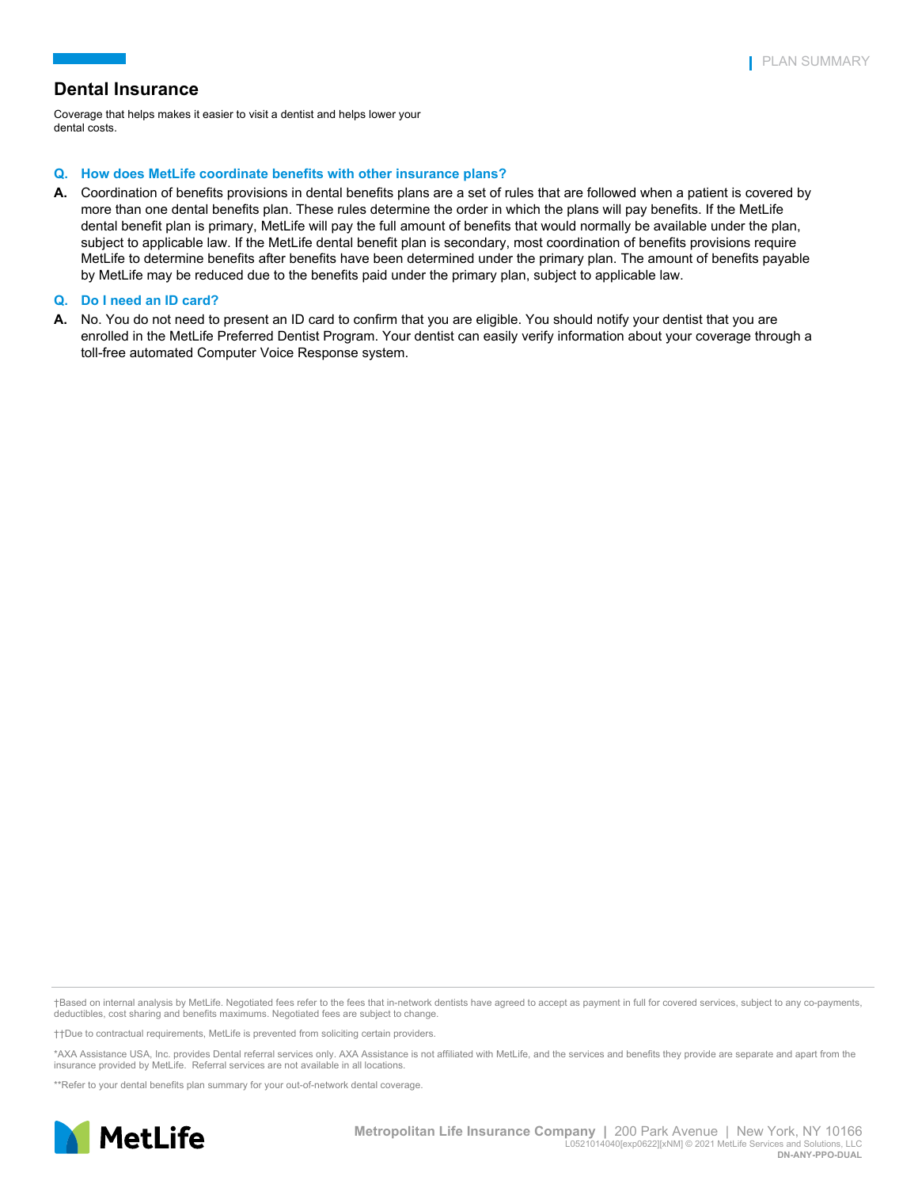## Dental Insurance

Coverage that helps makes it easier to visit a dentist and helps lower your dental costs.

**Q. How does MetLife coordinate benefits with other insurance plans?**

**A.** Coordination of benefits provisions in dental benefits plans are a set of rules that are followed when a patient is covered by more than one dental benefits plan. These rules determine the order in which the plans will pay benefits. If the MetLife dental benefit plan is primary, MetLife will pay the full amount of benefits that would normally be available under the plan, subject to applicable law. If the MetLife dental benefit plan is secondary, most coordination of benefits provisions require MetLife to determine benefits after benefits have been determined under the primary plan. The amount of benefits payable by MetLife may be reduced due to the benefits paid under the primary plan, subject to applicable law.

**Q. Do I need an ID card?**

**A.** No. You do not need to present an ID card to confirm that you are eligible. You should notify your dentist that you are enrolled in the MetLife Preferred Dentist Program. Your dentist can easily verify information about your coverage through a toll-free automated Computer Voice Response system.

†Based on internal analysis by MetLife. Negotiated fees refer to the fees that in-network dentists have agreed to accept as payment in full for covered services, subject to any co-payments, deductibles, cost sharing and benefits maximums. Negotiated fees are subject to change.

††Due to contractual requirements, MetLife is prevented from soliciting certain providers.

*AXA Assistance USA, Inc. provides Dental referral services only. AXA Assistance is not affiliated with MetLife, and the services and benefits they provide are separate and apart from the insurance provided by MetLife. Referral services are not available in all locations.

**Refer to your dental benefits plan summary for your out-of-network dental coverage.

Metropolitan Life Insurance Company | 200 Park Avenue | New York, NY 10166
L0521014040[exp0622][xNM] © 2021 MetLife Services and Solutions, LLC
DN-ANY-PPO-DUAL